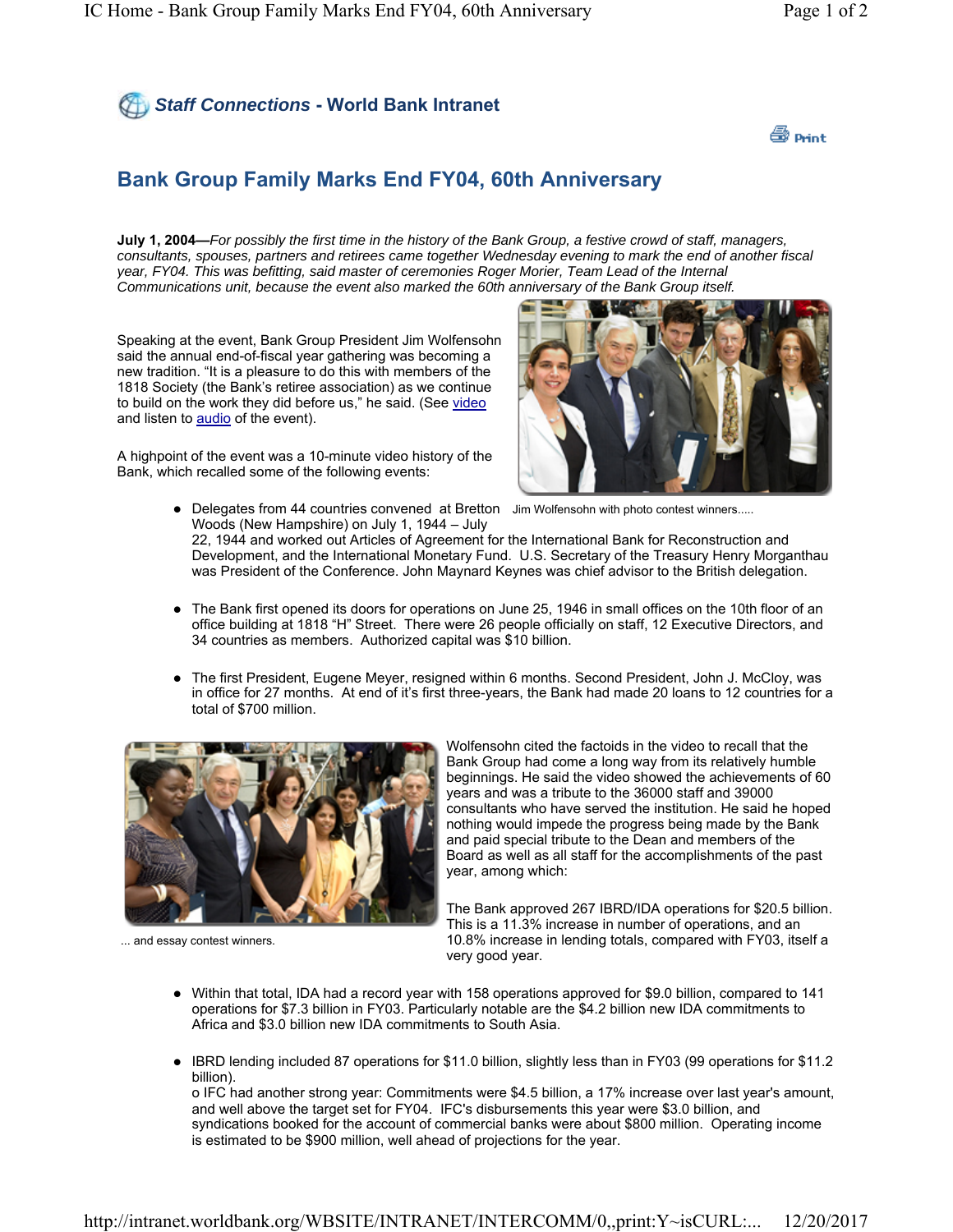**Staff Connections - World Bank Intranet**

Print

# Bank Group Family Marks End FY04, 60th Anniversary

**July 1, 2004—***For possibly the first time in the history of the Bank Group, a festive crowd of staff, managers, consultants, spouses, partners and retirees came together Wednesday evening to mark the end of another fiscal year, FY04. This was befitting, said master of ceremonies Roger Morier, Team Lead of the Internal Communications unit, because the event also marked the 60th anniversary of the Bank Group itself.*

Speaking at the event, Bank Group President Jim Wolfensohn said the annual end-of-fiscal year gathering was becoming a new tradition. "It is a pleasure to do this with members of the 1818 Society (the Bank's retiree association) as we continue to build on the work they did before us," he said. (See video and listen to audio of the event).

Jim Wolfensohn with photo contest winners.....

A highpoint of the event was a 10-minute video history of the Bank, which recalled some of the following events:

- Delegates from 44 countries convened at Bretton Woods (New Hampshire) on July 1, 1944 – July 22, 1944 and worked out Articles of Agreement for the International Bank for Reconstruction and Development, and the International Monetary Fund. U.S. Secretary of the Treasury Henry Morganthau was President of the Conference. John Maynard Keynes was chief advisor to the British delegation.

- The Bank first opened its doors for operations on June 25, 1946 in small offices on the 10th floor of an office building at 1818 "H" Street. There were 26 people officially on staff, 12 Executive Directors, and 34 countries as members. Authorized capital was $10 billion.

- The first President, Eugene Meyer, resigned within 6 months. Second President, John J. McCloy, was in office for 27 months. At end of it's first three-years, the Bank had made 20 loans to 12 countries for a total of $700 million.

... and essay contest winners.

Wolfensohn cited the factoids in the video to recall that the Bank Group had come a long way from its relatively humble beginnings. He said the video showed the achievements of 60 years and was a tribute to the 36000 staff and 39000 consultants who have served the institution. He said he hoped nothing would impede the progress being made by the Bank and paid special tribute to the Dean and members of the Board as well as all staff for the accomplishments of the past year, among which:

The Bank approved 267 IBRD/IDA operations for $20.5 billion. This is a 11.3% increase in number of operations, and an 10.8% increase in lending totals, compared with FY03, itself a very good year.

- Within that total, IDA had a record year with 158 operations approved for $9.0 billion, compared to 141 operations for $7.3 billion in FY03. Particularly notable are the $4.2 billion new IDA commitments to Africa and $3.0 billion new IDA commitments to South Asia.

- IBRD lending included 87 operations for $11.0 billion, slightly less than in FY03 (99 operations for $11.2 billion).
  o IFC had another strong year: Commitments were $4.5 billion, a 17% increase over last year's amount, and well above the target set for FY04. IFC's disbursements this year were $3.0 billion, and syndications booked for the account of commercial banks were about $800 million. Operating income is estimated to be $900 million, well ahead of projections for the year.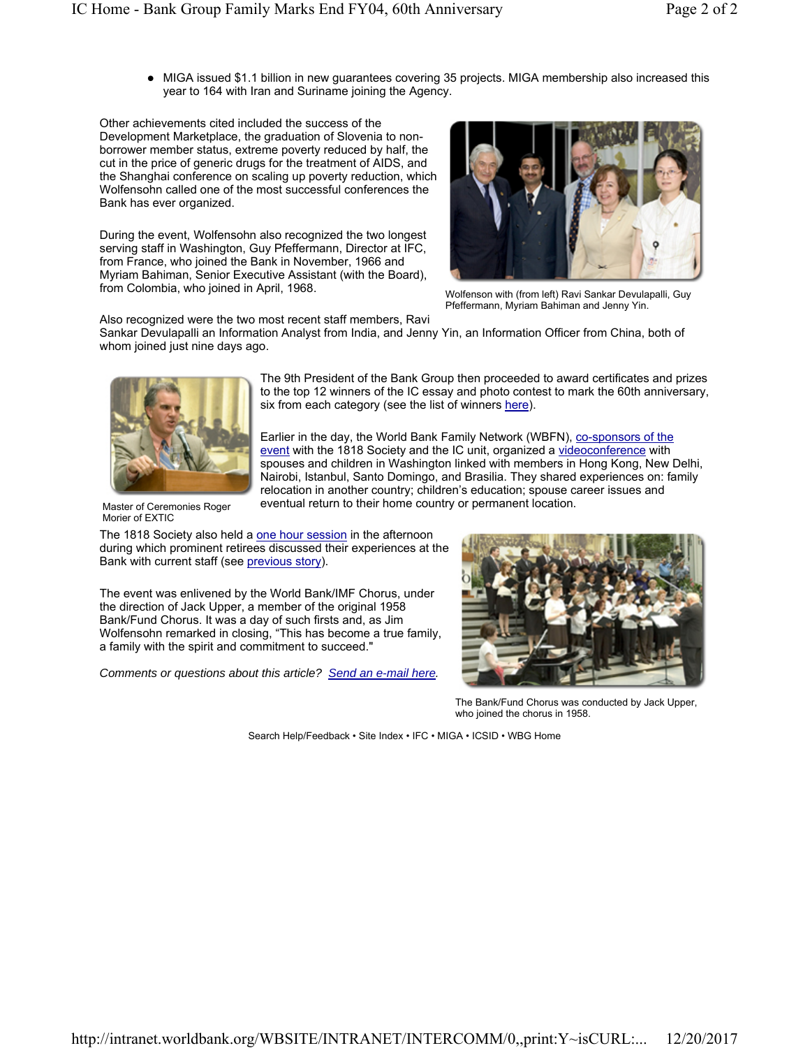- MIGA issued $1.1 billion in new guarantees covering 35 projects. MIGA membership also increased this year to 164 with Iran and Suriname joining the Agency.

Other achievements cited included the success of the Development Marketplace, the graduation of Slovenia to non-borrower member status, extreme poverty reduced by half, the cut in the price of generic drugs for the treatment of AIDS, and the Shanghai conference on scaling up poverty reduction, which Wolfensohn called one of the most successful conferences the Bank has ever organized.

During the event, Wolfensohn also recognized the two longest serving staff in Washington, Guy Pfeffermann, Director at IFC, from France, who joined the Bank in November, 1966 and Myriam Bahiman, Senior Executive Assistant (with the Board), from Colombia, who joined in April, 1968.

Wolfenson with (from left) Ravi Sankar Devulapalli, Guy Pfeffermann, Myriam Bahiman and Jenny Yin.

Also recognized were the two most recent staff members, Ravi Sankar Devulapalli an Information Analyst from India, and Jenny Yin, an Information Officer from China, both of whom joined just nine days ago.

The 9th President of the Bank Group then proceeded to award certificates and prizes to the top 12 winners of the IC essay and photo contest to mark the 60th anniversary, six from each category (see the list of winners here).

Earlier in the day, the World Bank Family Network (WBFN), co-sponsors of the event with the 1818 Society and the IC unit, organized a videoconference with spouses and children in Washington linked with members in Hong Kong, New Delhi, Nairobi, Istanbul, Santo Domingo, and Brasilia. They shared experiences on: family relocation in another country; children's education; spouse career issues and eventual return to their home country or permanent location.

Master of Ceremonies Roger Morier of EXTIC

The 1818 Society also held a one hour session in the afternoon during which prominent retirees discussed their experiences at the Bank with current staff (see previous story).

The event was enlivened by the World Bank/IMF Chorus, under the direction of Jack Upper, a member of the original 1958 Bank/Fund Chorus. It was a day of such firsts and, as Jim Wolfensohn remarked in closing, "This has become a true family, a family with the spirit and commitment to succeed."

*Comments or questions about this article? Send an e-mail here.*

The Bank/Fund Chorus was conducted by Jack Upper, who joined the chorus in 1958.

Search Help/Feedback • Site Index • IFC • MIGA • ICSID • WBG Home